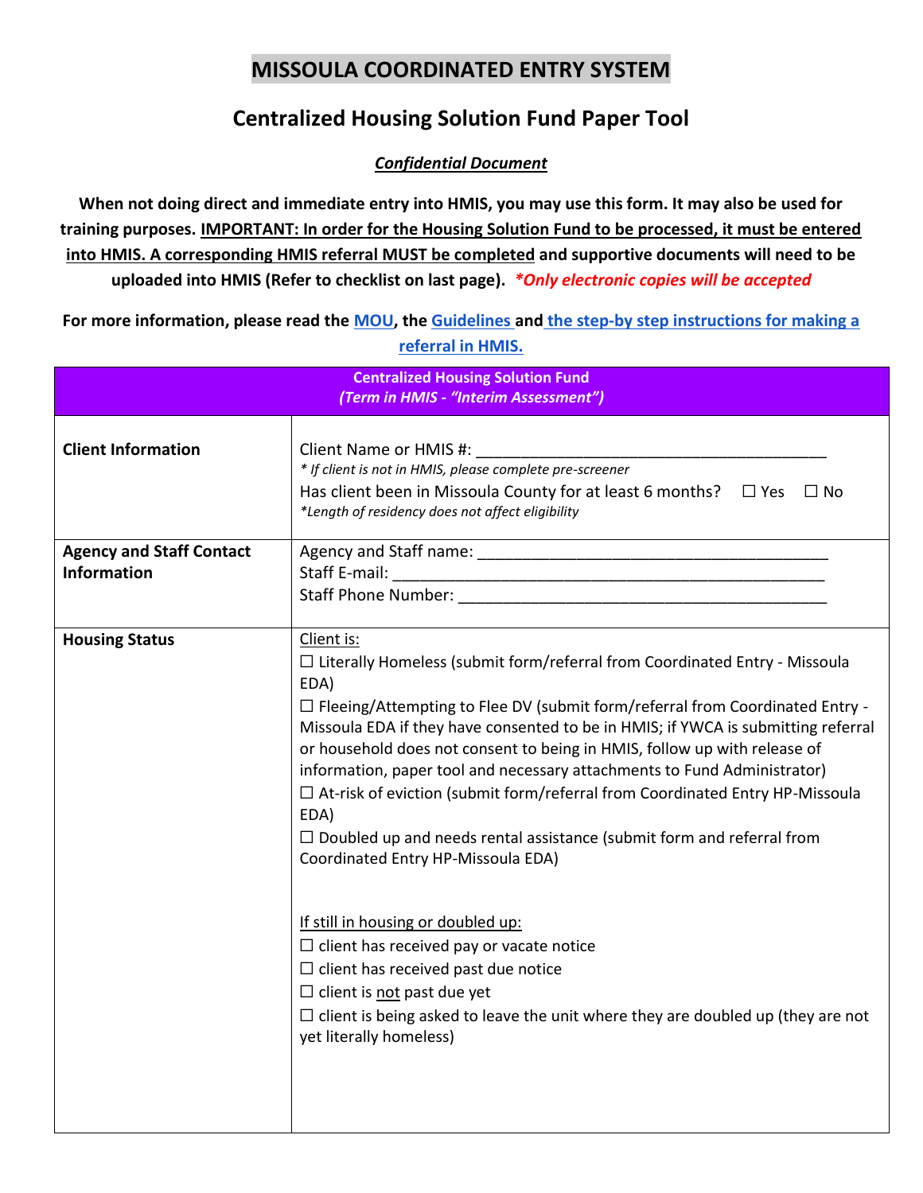# MISSOULA COORDINATED ENTRY SYSTEM

## Centralized Housing Solution Fund Paper Tool

***Confidential Document***

**When not doing direct and immediate entry into HMIS, you may use this form. It may also be used for training purposes. IMPORTANT: In order for the Housing Solution Fund to be processed, it must be entered into HMIS. A corresponding HMIS referral MUST be completed and supportive documents will need to be uploaded into HMIS (Refer to checklist on last page).** ***\*Only electronic copies will be accepted***

**For more information, please read the MOU, the Guidelines and the step-by step instructions for making a referral in HMIS.**

| Centralized Housing Solution Fund *(Term in HMIS - "Interim Assessment")* | |
|---|---|
| **Client Information** | Client Name or HMIS #: ___________________________________<br>*\* If client is not in HMIS, please complete pre-screener*<br>Has client been in Missoula County for at least 6 months? ☐ Yes ☐ No<br>*\*Length of residency does not affect eligibility* |
| **Agency and Staff Contact Information** | Agency and Staff name: ___________________________________<br>Staff E-mail: ___________________________________<br>Staff Phone Number: ___________________________________ |
| **Housing Status** | Client is:<br>☐ Literally Homeless (submit form/referral from Coordinated Entry - Missoula EDA)<br>☐ Fleeing/Attempting to Flee DV (submit form/referral from Coordinated Entry - Missoula EDA if they have consented to be in HMIS; if YWCA is submitting referral or household does not consent to being in HMIS, follow up with release of information, paper tool and necessary attachments to Fund Administrator)<br>☐ At-risk of eviction (submit form/referral from Coordinated Entry HP-Missoula EDA)<br>☐ Doubled up and needs rental assistance (submit form and referral from Coordinated Entry HP-Missoula EDA)<br><br>If still in housing or doubled up:<br>☐ client has received pay or vacate notice<br>☐ client has received past due notice<br>☐ client is not past due yet<br>☐ client is being asked to leave the unit where they are doubled up (they are not yet literally homeless) |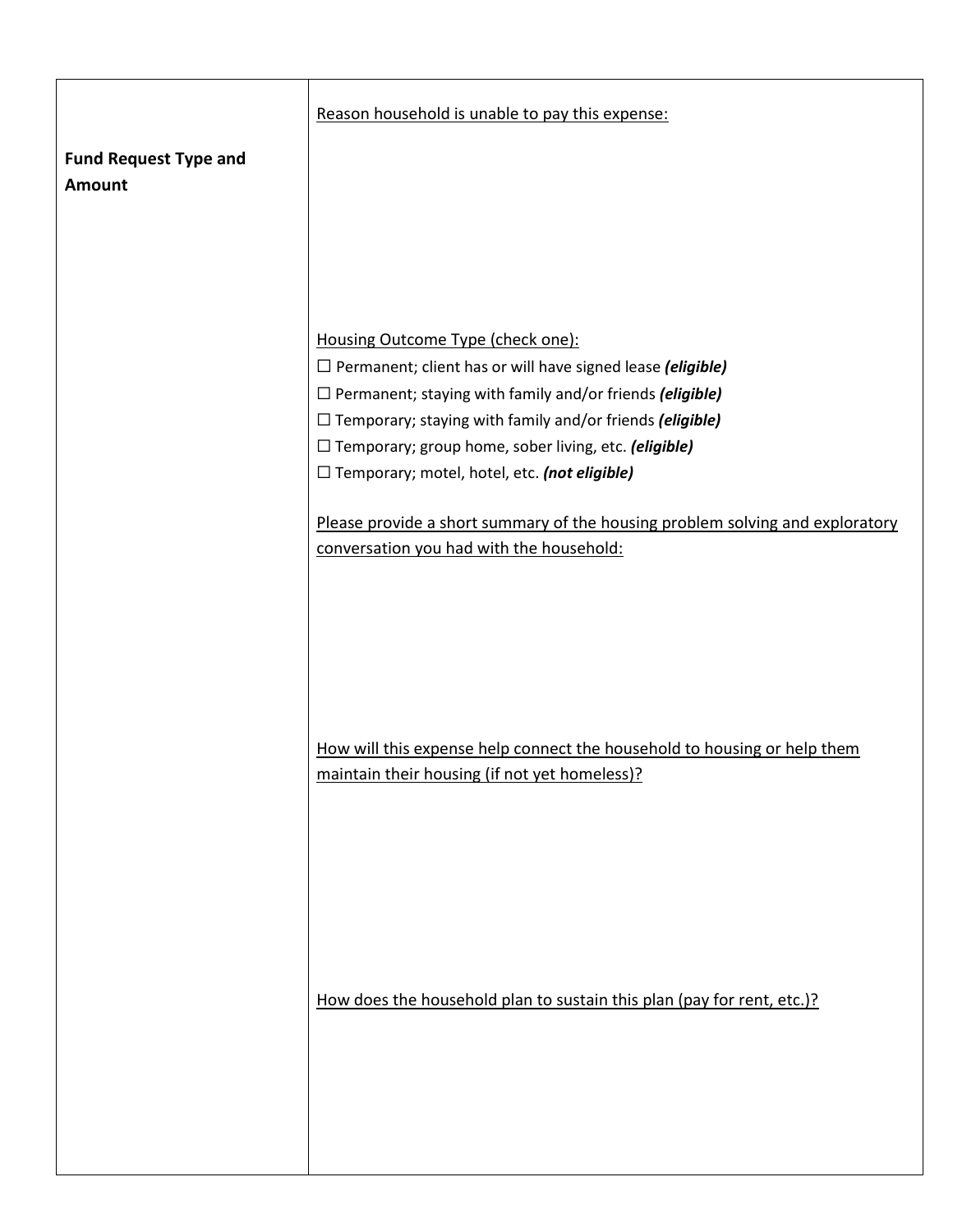| **Fund Request Type and Amount** | Reason household is unable to pay this expense:<br><br><br><br><br>Housing Outcome Type (check one):<br>☐ Permanent; client has or will have signed lease ***(eligible)***<br>☐ Permanent; staying with family and/or friends ***(eligible)***<br>☐ Temporary; staying with family and/or friends ***(eligible)***<br>☐ Temporary; group home, sober living, etc. ***(eligible)***<br>☐ Temporary; motel, hotel, etc. ***(not eligible)***<br><br>Please provide a short summary of the housing problem solving and exploratory conversation you had with the household:<br><br><br><br><br>How will this expense help connect the household to housing or help them maintain their housing (if not yet homeless)?<br><br><br><br><br>How does the household plan to sustain this plan (pay for rent, etc.)? |
|---|---|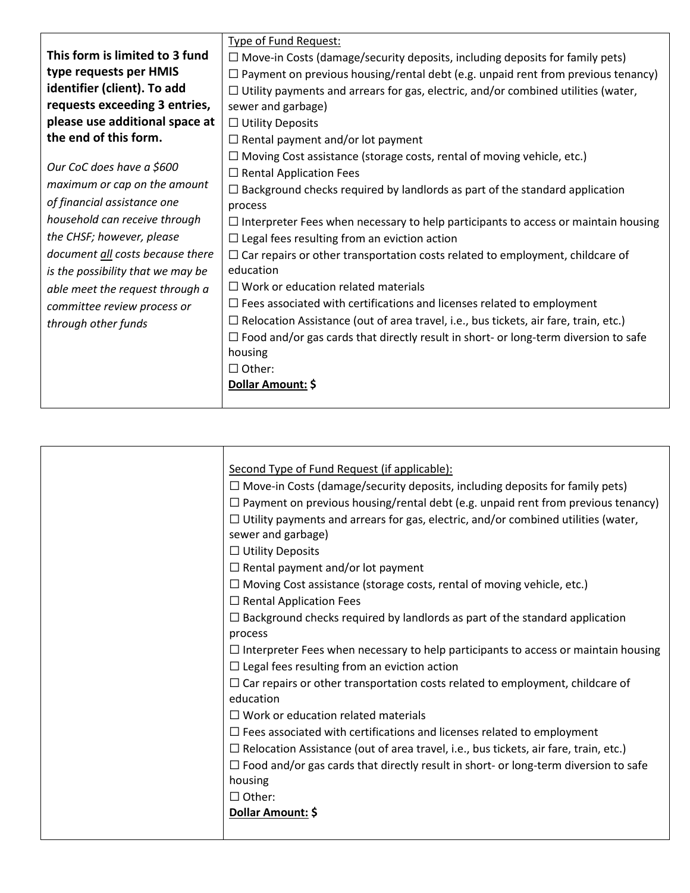| | |
|---|---|
| **This form is limited to 3 fund type requests per HMIS identifier (client). To add requests exceeding 3 entries, please use additional space at the end of this form.**<br><br>*Our CoC does have a $600 maximum or cap on the amount of financial assistance one household can receive through the CHSF; however, please document all costs because there is the possibility that we may be able meet the request through a committee review process or through other funds* | Type of Fund Request:<br>☐ Move-in Costs (damage/security deposits, including deposits for family pets)<br>☐ Payment on previous housing/rental debt (e.g. unpaid rent from previous tenancy)<br>☐ Utility payments and arrears for gas, electric, and/or combined utilities (water, sewer and garbage)<br>☐ Utility Deposits<br>☐ Rental payment and/or lot payment<br>☐ Moving Cost assistance (storage costs, rental of moving vehicle, etc.)<br>☐ Rental Application Fees<br>☐ Background checks required by landlords as part of the standard application process<br>☐ Interpreter Fees when necessary to help participants to access or maintain housing<br>☐ Legal fees resulting from an eviction action<br>☐ Car repairs or other transportation costs related to employment, childcare of education<br>☐ Work or education related materials<br>☐ Fees associated with certifications and licenses related to employment<br>☐ Relocation Assistance (out of area travel, i.e., bus tickets, air fare, train, etc.)<br>☐ Food and/or gas cards that directly result in short- or long-term diversion to safe housing<br>☐ Other:<br>**Dollar Amount: $** |

| | |
|---|---|
| | Second Type of Fund Request (if applicable):<br>☐ Move-in Costs (damage/security deposits, including deposits for family pets)<br>☐ Payment on previous housing/rental debt (e.g. unpaid rent from previous tenancy)<br>☐ Utility payments and arrears for gas, electric, and/or combined utilities (water, sewer and garbage)<br>☐ Utility Deposits<br>☐ Rental payment and/or lot payment<br>☐ Moving Cost assistance (storage costs, rental of moving vehicle, etc.)<br>☐ Rental Application Fees<br>☐ Background checks required by landlords as part of the standard application process<br>☐ Interpreter Fees when necessary to help participants to access or maintain housing<br>☐ Legal fees resulting from an eviction action<br>☐ Car repairs or other transportation costs related to employment, childcare of education<br>☐ Work or education related materials<br>☐ Fees associated with certifications and licenses related to employment<br>☐ Relocation Assistance (out of area travel, i.e., bus tickets, air fare, train, etc.)<br>☐ Food and/or gas cards that directly result in short- or long-term diversion to safe housing<br>☐ Other:<br>**Dollar Amount: $** |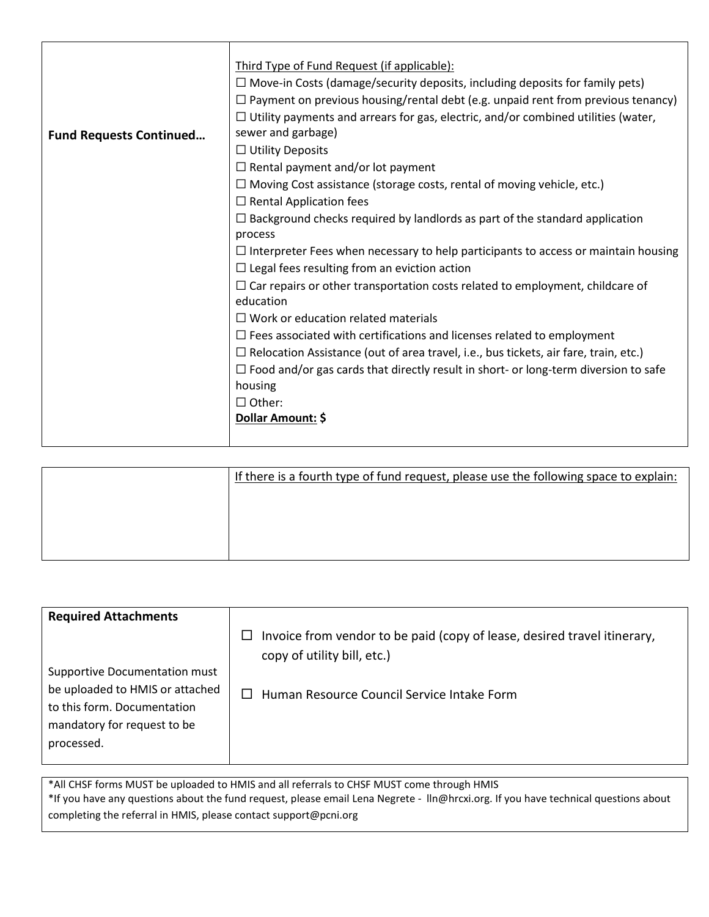| | |
|---|---|
| **Fund Requests Continued…** | Third Type of Fund Request (if applicable):<br>☐ Move-in Costs (damage/security deposits, including deposits for family pets)<br>☐ Payment on previous housing/rental debt (e.g. unpaid rent from previous tenancy)<br>☐ Utility payments and arrears for gas, electric, and/or combined utilities (water, sewer and garbage)<br>☐ Utility Deposits<br>☐ Rental payment and/or lot payment<br>☐ Moving Cost assistance (storage costs, rental of moving vehicle, etc.)<br>☐ Rental Application fees<br>☐ Background checks required by landlords as part of the standard application process<br>☐ Interpreter Fees when necessary to help participants to access or maintain housing<br>☐ Legal fees resulting from an eviction action<br>☐ Car repairs or other transportation costs related to employment, childcare of education<br>☐ Work or education related materials<br>☐ Fees associated with certifications and licenses related to employment<br>☐ Relocation Assistance (out of area travel, i.e., bus tickets, air fare, train, etc.)<br>☐ Food and/or gas cards that directly result in short- or long-term diversion to safe housing<br>☐ Other:<br>**Dollar Amount: $** |

| | |
|---|---|
| | If there is a fourth type of fund request, please use the following space to explain: |

| | |
|---|---|
| **Required Attachments**<br><br>Supportive Documentation must be uploaded to HMIS or attached to this form. Documentation mandatory for request to be processed. | ☐ Invoice from vendor to be paid (copy of lease, desired travel itinerary, copy of utility bill, etc.)<br><br>☐ Human Resource Council Service Intake Form |

*All CHSF forms MUST be uploaded to HMIS and all referrals to CHSF MUST come through HMIS
*If you have any questions about the fund request, please email Lena Negrete - lln@hrcxi.org. If you have technical questions about completing the referral in HMIS, please contact support@pcni.org